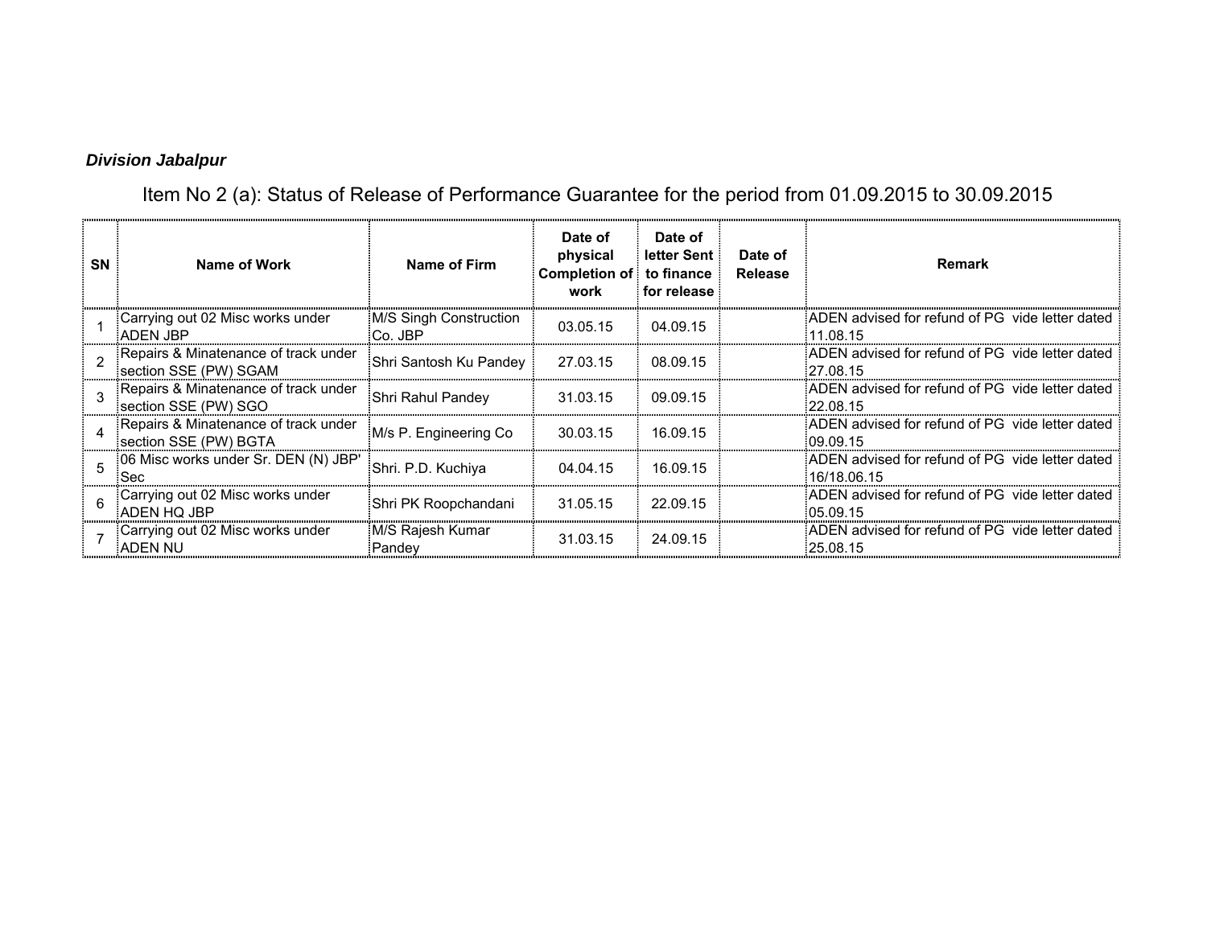***Division Jabalpur***

Item No 2 (a): Status of Release of Performance Guarantee for the period from 01.09.2015 to 30.09.2015

| SN | Name of Work | Name of Firm | Date of physical Completion of work | Date of letter Sent to finance for release | Date of Release | Remark |
|---|---|---|---|---|---|---|
| 1 | Carrying out 02 Misc works under ADEN JBP | M/S Singh Construction Co. JBP | 03.05.15 | 04.09.15 | | ADEN advised for refund of PG vide letter dated 11.08.15 |
| 2 | Repairs & Minatenance of track under section SSE (PW) SGAM | Shri Santosh Ku Pandey | 27.03.15 | 08.09.15 | | ADEN advised for refund of PG vide letter dated 27.08.15 |
| 3 | Repairs & Minatenance of track under section SSE (PW) SGO | Shri Rahul Pandey | 31.03.15 | 09.09.15 | | ADEN advised for refund of PG vide letter dated 22.08.15 |
| 4 | Repairs & Minatenance of track under section SSE (PW) BGTA | M/s P. Engineering Co | 30.03.15 | 16.09.15 | | ADEN advised for refund of PG vide letter dated 09.09.15 |
| 5 | 06 Misc works under Sr. DEN (N) JBP' Sec | Shri. P.D. Kuchiya | 04.04.15 | 16.09.15 | | ADEN advised for refund of PG vide letter dated 16/18.06.15 |
| 6 | Carrying out 02 Misc works under ADEN HQ JBP | Shri PK Roopchandani | 31.05.15 | 22.09.15 | | ADEN advised for refund of PG vide letter dated 05.09.15 |
| 7 | Carrying out 02 Misc works under ADEN NU | M/S Rajesh Kumar Pandey | 31.03.15 | 24.09.15 | | ADEN advised for refund of PG vide letter dated 25.08.15 |